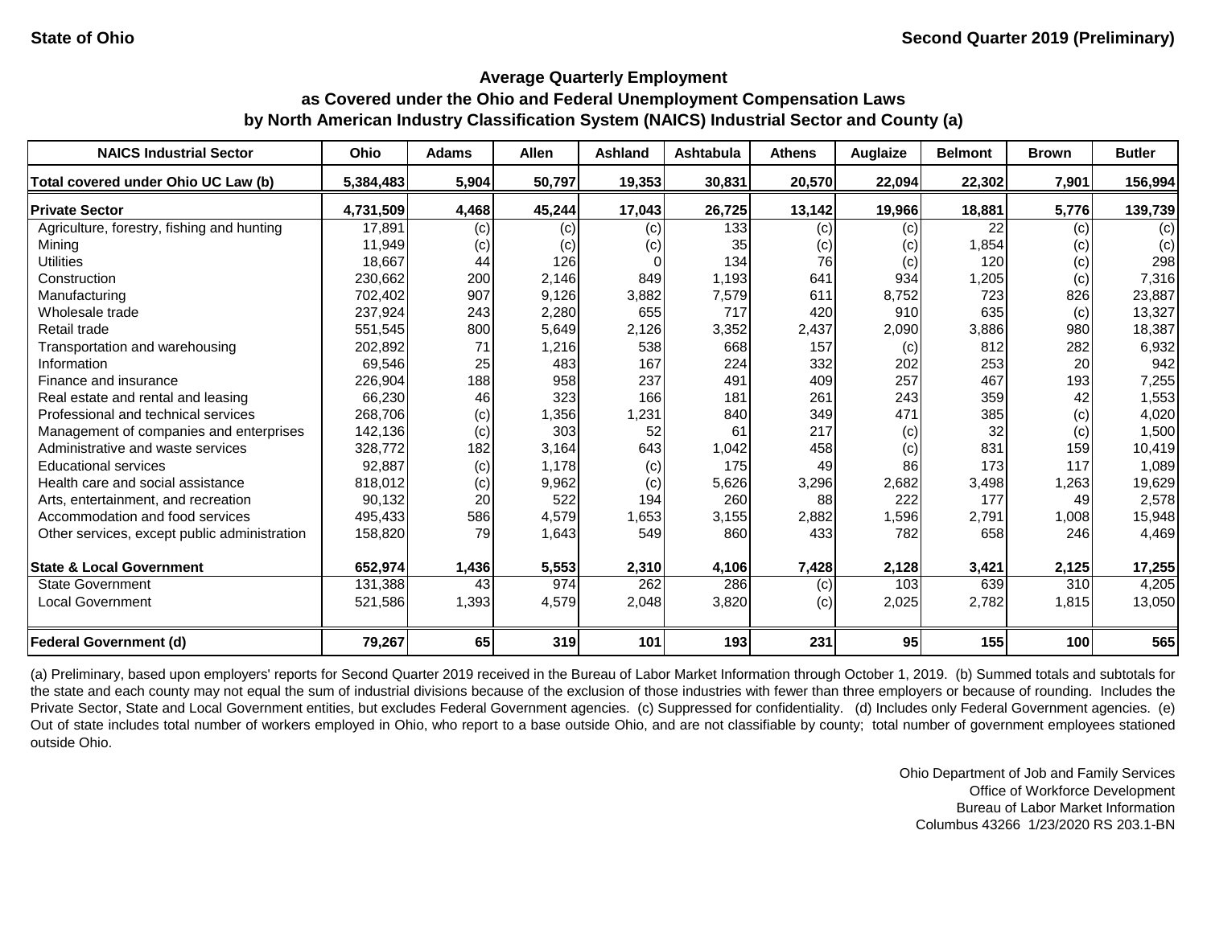**State of Ohio** | **Second Quarter 2019 (Preliminary)**

## Average Quarterly Employment as Covered under the Ohio and Federal Unemployment Compensation Laws by North American Industry Classification System (NAICS) Industrial Sector and County (a)

| NAICS Industrial Sector | Ohio | Adams | Allen | Ashland | Ashtabula | Athens | Auglaize | Belmont | Brown | Butler |
|---|---|---|---|---|---|---|---|---|---|---|
| **Total covered under Ohio UC Law (b)** | **5,384,483** | **5,904** | **50,797** | **19,353** | **30,831** | **20,570** | **22,094** | **22,302** | **7,901** | **156,994** |
| **Private Sector** | **4,731,509** | **4,468** | **45,244** | **17,043** | **26,725** | **13,142** | **19,966** | **18,881** | **5,776** | **139,739** |
| Agriculture, forestry, fishing and hunting | 17,891 | (c) | (c) | (c) | 133 | (c) | (c) | 22 | (c) | (c) |
| Mining | 11,949 | (c) | (c) | (c) | 35 | (c) | (c) | 1,854 | (c) | (c) |
| Utilities | 18,667 | 44 | 126 | 0 | 134 | 76 | (c) | 120 | (c) | 298 |
| Construction | 230,662 | 200 | 2,146 | 849 | 1,193 | 641 | 934 | 1,205 | (c) | 7,316 |
| Manufacturing | 702,402 | 907 | 9,126 | 3,882 | 7,579 | 611 | 8,752 | 723 | 826 | 23,887 |
| Wholesale trade | 237,924 | 243 | 2,280 | 655 | 717 | 420 | 910 | 635 | (c) | 13,327 |
| Retail trade | 551,545 | 800 | 5,649 | 2,126 | 3,352 | 2,437 | 2,090 | 3,886 | 980 | 18,387 |
| Transportation and warehousing | 202,892 | 71 | 1,216 | 538 | 668 | 157 | (c) | 812 | 282 | 6,932 |
| Information | 69,546 | 25 | 483 | 167 | 224 | 332 | 202 | 253 | 20 | 942 |
| Finance and insurance | 226,904 | 188 | 958 | 237 | 491 | 409 | 257 | 467 | 193 | 7,255 |
| Real estate and rental and leasing | 66,230 | 46 | 323 | 166 | 181 | 261 | 243 | 359 | 42 | 1,553 |
| Professional and technical services | 268,706 | (c) | 1,356 | 1,231 | 840 | 349 | 471 | 385 | (c) | 4,020 |
| Management of companies and enterprises | 142,136 | (c) | 303 | 52 | 61 | 217 | (c) | 32 | (c) | 1,500 |
| Administrative and waste services | 328,772 | 182 | 3,164 | 643 | 1,042 | 458 | (c) | 831 | 159 | 10,419 |
| Educational services | 92,887 | (c) | 1,178 | (c) | 175 | 49 | 86 | 173 | 117 | 1,089 |
| Health care and social assistance | 818,012 | (c) | 9,962 | (c) | 5,626 | 3,296 | 2,682 | 3,498 | 1,263 | 19,629 |
| Arts, entertainment, and recreation | 90,132 | 20 | 522 | 194 | 260 | 88 | 222 | 177 | 49 | 2,578 |
| Accommodation and food services | 495,433 | 586 | 4,579 | 1,653 | 3,155 | 2,882 | 1,596 | 2,791 | 1,008 | 15,948 |
| Other services, except public administration | 158,820 | 79 | 1,643 | 549 | 860 | 433 | 782 | 658 | 246 | 4,469 |
| **State & Local Government** | **652,974** | **1,436** | **5,553** | **2,310** | **4,106** | **7,428** | **2,128** | **3,421** | **2,125** | **17,255** |
| State Government | 131,388 | 43 | 974 | 262 | 286 | (c) | 103 | 639 | 310 | 4,205 |
| Local Government | 521,586 | 1,393 | 4,579 | 2,048 | 3,820 | (c) | 2,025 | 2,782 | 1,815 | 13,050 |
| **Federal Government (d)** | **79,267** | **65** | **319** | **101** | **193** | **231** | **95** | **155** | **100** | **565** |

(a) Preliminary, based upon employers' reports for Second Quarter 2019 received in the Bureau of Labor Market Information through October 1, 2019. (b) Summed totals and subtotals for the state and each county may not equal the sum of industrial divisions because of the exclusion of those industries with fewer than three employers or because of rounding. Includes the Private Sector, State and Local Government entities, but excludes Federal Government agencies. (c) Suppressed for confidentiality. (d) Includes only Federal Government agencies. (e) Out of state includes total number of workers employed in Ohio, who report to a base outside Ohio, and are not classifiable by county; total number of government employees stationed outside Ohio.

Ohio Department of Job and Family Services
Office of Workforce Development
Bureau of Labor Market Information
Columbus 43266 1/23/2020 RS 203.1-BN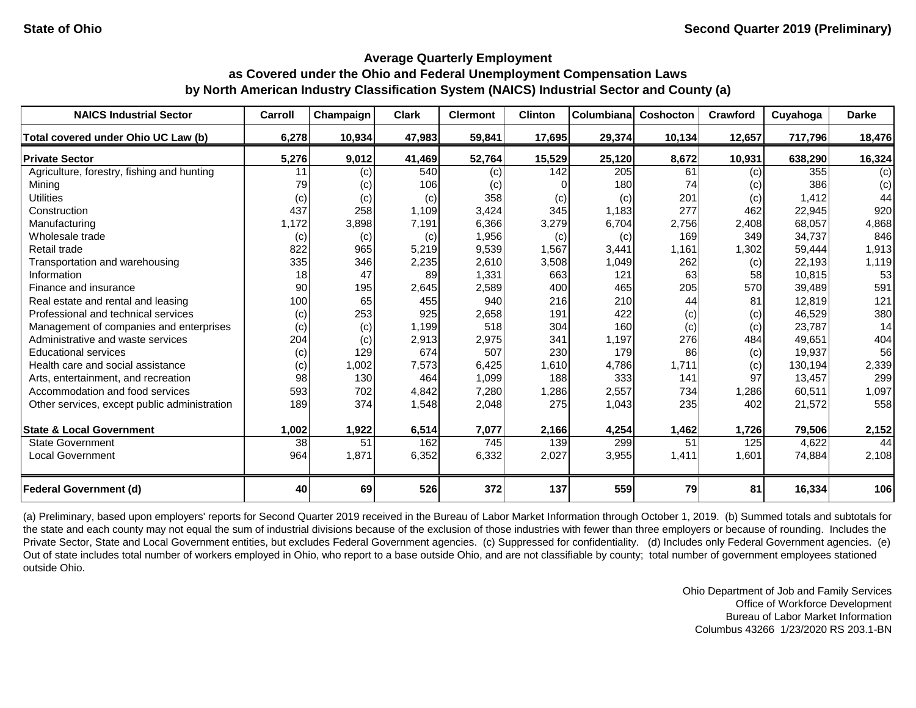State of Ohio — Second Quarter 2019 (Preliminary)

## Average Quarterly Employment as Covered under the Ohio and Federal Unemployment Compensation Laws by North American Industry Classification System (NAICS) Industrial Sector and County (a)

| NAICS Industrial Sector | Carroll | Champaign | Clark | Clermont | Clinton | Columbiana | Coshocton | Crawford | Cuyahoga | Darke |
|---|---|---|---|---|---|---|---|---|---|---|
| **Total covered under Ohio UC Law (b)** | **6,278** | **10,934** | **47,983** | **59,841** | **17,695** | **29,374** | **10,134** | **12,657** | **717,796** | **18,476** |
| **Private Sector** | **5,276** | **9,012** | **41,469** | **52,764** | **15,529** | **25,120** | **8,672** | **10,931** | **638,290** | **16,324** |
| Agriculture, forestry, fishing and hunting | 11 | (c) | 540 | (c) | 142 | 205 | 61 | (c) | 355 | (c) |
| Mining | 79 | (c) | 106 | (c) | 0 | 180 | 74 | (c) | 386 | (c) |
| Utilities | (c) | (c) | (c) | 358 | (c) | (c) | 201 | (c) | 1,412 | 44 |
| Construction | 437 | 258 | 1,109 | 3,424 | 345 | 1,183 | 277 | 462 | 22,945 | 920 |
| Manufacturing | 1,172 | 3,898 | 7,191 | 6,366 | 3,279 | 6,704 | 2,756 | 2,408 | 68,057 | 4,868 |
| Wholesale trade | (c) | (c) | (c) | 1,956 | (c) | (c) | 169 | 349 | 34,737 | 846 |
| Retail trade | 822 | 965 | 5,219 | 9,539 | 1,567 | 3,441 | 1,161 | 1,302 | 59,444 | 1,913 |
| Transportation and warehousing | 335 | 346 | 2,235 | 2,610 | 3,508 | 1,049 | 262 | (c) | 22,193 | 1,119 |
| Information | 18 | 47 | 89 | 1,331 | 663 | 121 | 63 | 58 | 10,815 | 53 |
| Finance and insurance | 90 | 195 | 2,645 | 2,589 | 400 | 465 | 205 | 570 | 39,489 | 591 |
| Real estate and rental and leasing | 100 | 65 | 455 | 940 | 216 | 210 | 44 | 81 | 12,819 | 121 |
| Professional and technical services | (c) | 253 | 925 | 2,658 | 191 | 422 | (c) | (c) | 46,529 | 380 |
| Management of companies and enterprises | (c) | (c) | 1,199 | 518 | 304 | 160 | (c) | (c) | 23,787 | 14 |
| Administrative and waste services | 204 | (c) | 2,913 | 2,975 | 341 | 1,197 | 276 | 484 | 49,651 | 404 |
| Educational services | (c) | 129 | 674 | 507 | 230 | 179 | 86 | (c) | 19,937 | 56 |
| Health care and social assistance | (c) | 1,002 | 7,573 | 6,425 | 1,610 | 4,786 | 1,711 | (c) | 130,194 | 2,339 |
| Arts, entertainment, and recreation | 98 | 130 | 464 | 1,099 | 188 | 333 | 141 | 97 | 13,457 | 299 |
| Accommodation and food services | 593 | 702 | 4,842 | 7,280 | 1,286 | 2,557 | 734 | 1,286 | 60,511 | 1,097 |
| Other services, except public administration | 189 | 374 | 1,548 | 2,048 | 275 | 1,043 | 235 | 402 | 21,572 | 558 |
| **State & Local Government** | **1,002** | **1,922** | **6,514** | **7,077** | **2,166** | **4,254** | **1,462** | **1,726** | **79,506** | **2,152** |
| State Government | 38 | 51 | 162 | 745 | 139 | 299 | 51 | 125 | 4,622 | 44 |
| Local Government | 964 | 1,871 | 6,352 | 6,332 | 2,027 | 3,955 | 1,411 | 1,601 | 74,884 | 2,108 |
| **Federal Government (d)** | **40** | **69** | **526** | **372** | **137** | **559** | **79** | **81** | **16,334** | **106** |

(a) Preliminary, based upon employers' reports for Second Quarter 2019 received in the Bureau of Labor Market Information through October 1, 2019. (b) Summed totals and subtotals for the state and each county may not equal the sum of industrial divisions because of the exclusion of those industries with fewer than three employers or because of rounding. Includes the Private Sector, State and Local Government entities, but excludes Federal Government agencies. (c) Suppressed for confidentiality. (d) Includes only Federal Government agencies. (e) Out of state includes total number of workers employed in Ohio, who report to a base outside Ohio, and are not classifiable by county; total number of government employees stationed outside Ohio.

Ohio Department of Job and Family Services
Office of Workforce Development
Bureau of Labor Market Information
Columbus 43266 1/23/2020 RS 203.1-BN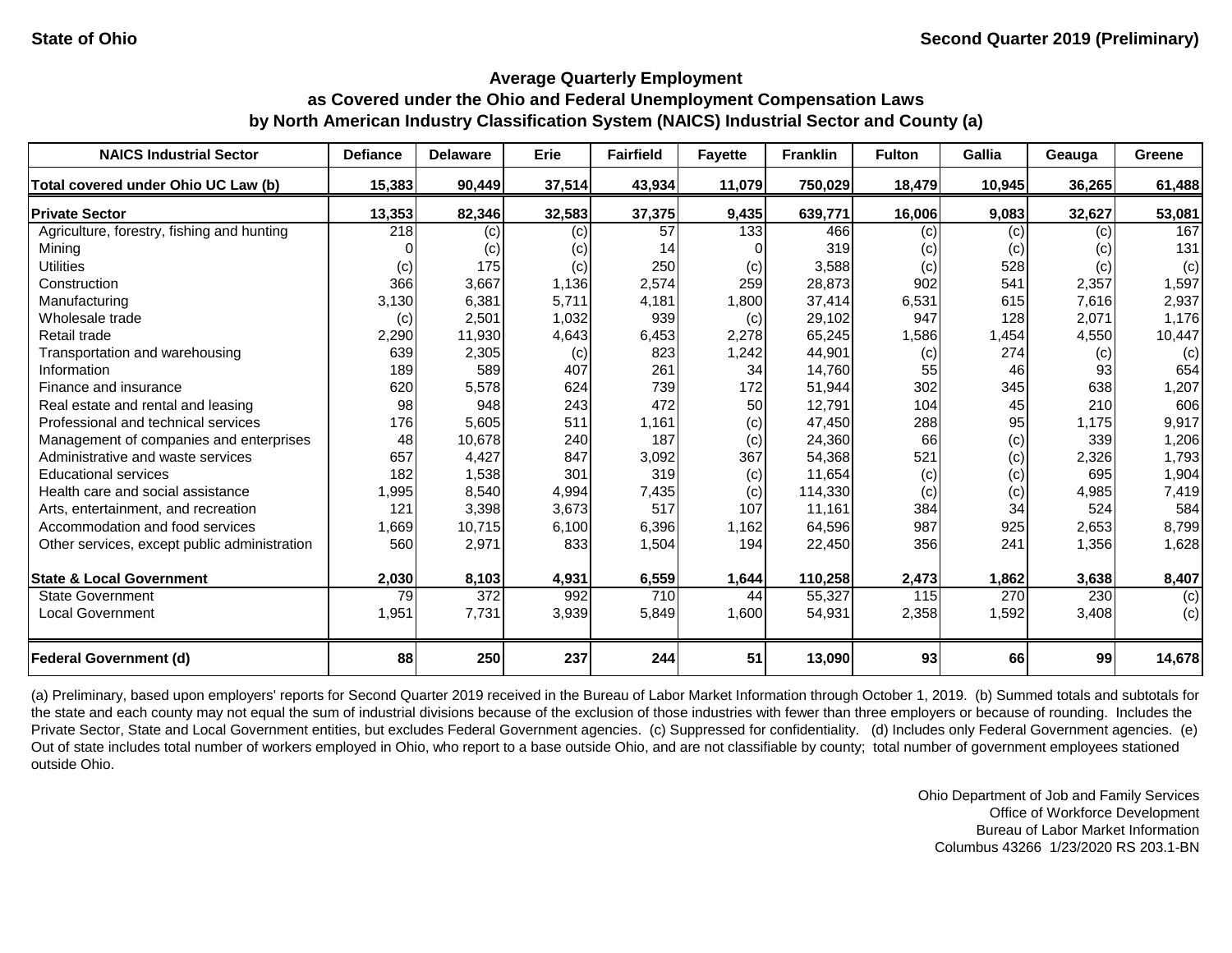State of Ohio — Second Quarter 2019 (Preliminary)

## Average Quarterly Employment as Covered under the Ohio and Federal Unemployment Compensation Laws by North American Industry Classification System (NAICS) Industrial Sector and County (a)

| NAICS Industrial Sector | Defiance | Delaware | Erie | Fairfield | Fayette | Franklin | Fulton | Gallia | Geauga | Greene |
|---|---|---|---|---|---|---|---|---|---|---|
| **Total covered under Ohio UC Law (b)** | **15,383** | **90,449** | **37,514** | **43,934** | **11,079** | **750,029** | **18,479** | **10,945** | **36,265** | **61,488** |
| **Private Sector** | **13,353** | **82,346** | **32,583** | **37,375** | **9,435** | **639,771** | **16,006** | **9,083** | **32,627** | **53,081** |
| Agriculture, forestry, fishing and hunting | 218 | (c) | (c) | 57 | 133 | 466 | (c) | (c) | (c) | 167 |
| Mining | 0 | (c) | (c) | 14 | 0 | 319 | (c) | (c) | (c) | 131 |
| Utilities | (c) | 175 | (c) | 250 | (c) | 3,588 | (c) | 528 | (c) | (c) |
| Construction | 366 | 3,667 | 1,136 | 2,574 | 259 | 28,873 | 902 | 541 | 2,357 | 1,597 |
| Manufacturing | 3,130 | 6,381 | 5,711 | 4,181 | 1,800 | 37,414 | 6,531 | 615 | 7,616 | 2,937 |
| Wholesale trade | (c) | 2,501 | 1,032 | 939 | (c) | 29,102 | 947 | 128 | 2,071 | 1,176 |
| Retail trade | 2,290 | 11,930 | 4,643 | 6,453 | 2,278 | 65,245 | 1,586 | 1,454 | 4,550 | 10,447 |
| Transportation and warehousing | 639 | 2,305 | (c) | 823 | 1,242 | 44,901 | (c) | 274 | (c) | (c) |
| Information | 189 | 589 | 407 | 261 | 34 | 14,760 | 55 | 46 | 93 | 654 |
| Finance and insurance | 620 | 5,578 | 624 | 739 | 172 | 51,944 | 302 | 345 | 638 | 1,207 |
| Real estate and rental and leasing | 98 | 948 | 243 | 472 | 50 | 12,791 | 104 | 45 | 210 | 606 |
| Professional and technical services | 176 | 5,605 | 511 | 1,161 | (c) | 47,450 | 288 | 95 | 1,175 | 9,917 |
| Management of companies and enterprises | 48 | 10,678 | 240 | 187 | (c) | 24,360 | 66 | (c) | 339 | 1,206 |
| Administrative and waste services | 657 | 4,427 | 847 | 3,092 | 367 | 54,368 | 521 | (c) | 2,326 | 1,793 |
| Educational services | 182 | 1,538 | 301 | 319 | (c) | 11,654 | (c) | (c) | 695 | 1,904 |
| Health care and social assistance | 1,995 | 8,540 | 4,994 | 7,435 | (c) | 114,330 | (c) | (c) | 4,985 | 7,419 |
| Arts, entertainment, and recreation | 121 | 3,398 | 3,673 | 517 | 107 | 11,161 | 384 | 34 | 524 | 584 |
| Accommodation and food services | 1,669 | 10,715 | 6,100 | 6,396 | 1,162 | 64,596 | 987 | 925 | 2,653 | 8,799 |
| Other services, except public administration | 560 | 2,971 | 833 | 1,504 | 194 | 22,450 | 356 | 241 | 1,356 | 1,628 |
| **State & Local Government** | **2,030** | **8,103** | **4,931** | **6,559** | **1,644** | **110,258** | **2,473** | **1,862** | **3,638** | **8,407** |
| State Government | 79 | 372 | 992 | 710 | 44 | 55,327 | 115 | 270 | 230 | (c) |
| Local Government | 1,951 | 7,731 | 3,939 | 5,849 | 1,600 | 54,931 | 2,358 | 1,592 | 3,408 | (c) |
| **Federal Government (d)** | **88** | **250** | **237** | **244** | **51** | **13,090** | **93** | **66** | **99** | **14,678** |

(a) Preliminary, based upon employers' reports for Second Quarter 2019 received in the Bureau of Labor Market Information through October 1, 2019. (b) Summed totals and subtotals for the state and each county may not equal the sum of industrial divisions because of the exclusion of those industries with fewer than three employers or because of rounding. Includes the Private Sector, State and Local Government entities, but excludes Federal Government agencies. (c) Suppressed for confidentiality. (d) Includes only Federal Government agencies. (e) Out of state includes total number of workers employed in Ohio, who report to a base outside Ohio, and are not classifiable by county; total number of government employees stationed outside Ohio.

Ohio Department of Job and Family Services
Office of Workforce Development
Bureau of Labor Market Information
Columbus 43266 1/23/2020 RS 203.1-BN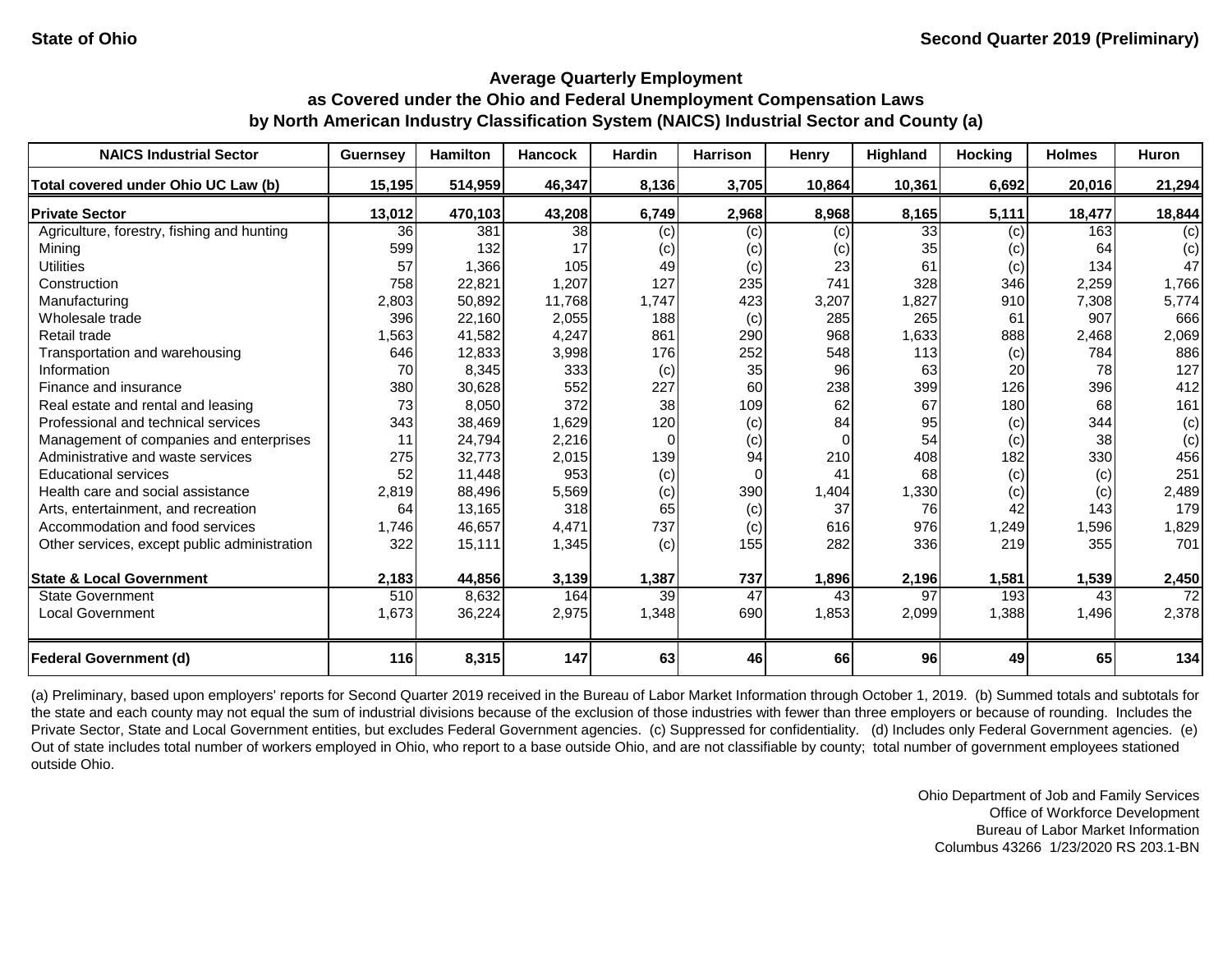State of Ohio

Second Quarter 2019 (Preliminary)

## Average Quarterly Employment as Covered under the Ohio and Federal Unemployment Compensation Laws by North American Industry Classification System (NAICS) Industrial Sector and County (a)

| NAICS Industrial Sector | Guernsey | Hamilton | Hancock | Hardin | Harrison | Henry | Highland | Hocking | Holmes | Huron |
|---|---|---|---|---|---|---|---|---|---|---|
| **Total covered under Ohio UC Law (b)** | **15,195** | **514,959** | **46,347** | **8,136** | **3,705** | **10,864** | **10,361** | **6,692** | **20,016** | **21,294** |
| **Private Sector** | **13,012** | **470,103** | **43,208** | **6,749** | **2,968** | **8,968** | **8,165** | **5,111** | **18,477** | **18,844** |
| Agriculture, forestry, fishing and hunting | 36 | 381 | 38 | (c) | (c) | (c) | 33 | (c) | 163 | (c) |
| Mining | 599 | 132 | 17 | (c) | (c) | (c) | 35 | (c) | 64 | (c) |
| Utilities | 57 | 1,366 | 105 | 49 | (c) | 23 | 61 | (c) | 134 | 47 |
| Construction | 758 | 22,821 | 1,207 | 127 | 235 | 741 | 328 | 346 | 2,259 | 1,766 |
| Manufacturing | 2,803 | 50,892 | 11,768 | 1,747 | 423 | 3,207 | 1,827 | 910 | 7,308 | 5,774 |
| Wholesale trade | 396 | 22,160 | 2,055 | 188 | (c) | 285 | 265 | 61 | 907 | 666 |
| Retail trade | 1,563 | 41,582 | 4,247 | 861 | 290 | 968 | 1,633 | 888 | 2,468 | 2,069 |
| Transportation and warehousing | 646 | 12,833 | 3,998 | 176 | 252 | 548 | 113 | (c) | 784 | 886 |
| Information | 70 | 8,345 | 333 | (c) | 35 | 96 | 63 | 20 | 78 | 127 |
| Finance and insurance | 380 | 30,628 | 552 | 227 | 60 | 238 | 399 | 126 | 396 | 412 |
| Real estate and rental and leasing | 73 | 8,050 | 372 | 38 | 109 | 62 | 67 | 180 | 68 | 161 |
| Professional and technical services | 343 | 38,469 | 1,629 | 120 | (c) | 84 | 95 | (c) | 344 | (c) |
| Management of companies and enterprises | 11 | 24,794 | 2,216 | 0 | (c) | 0 | 54 | (c) | 38 | (c) |
| Administrative and waste services | 275 | 32,773 | 2,015 | 139 | 94 | 210 | 408 | 182 | 330 | 456 |
| Educational services | 52 | 11,448 | 953 | (c) | 0 | 41 | 68 | (c) | (c) | 251 |
| Health care and social assistance | 2,819 | 88,496 | 5,569 | (c) | 390 | 1,404 | 1,330 | (c) | (c) | 2,489 |
| Arts, entertainment, and recreation | 64 | 13,165 | 318 | 65 | (c) | 37 | 76 | 42 | 143 | 179 |
| Accommodation and food services | 1,746 | 46,657 | 4,471 | 737 | (c) | 616 | 976 | 1,249 | 1,596 | 1,829 |
| Other services, except public administration | 322 | 15,111 | 1,345 | (c) | 155 | 282 | 336 | 219 | 355 | 701 |
| **State & Local Government** | **2,183** | **44,856** | **3,139** | **1,387** | **737** | **1,896** | **2,196** | **1,581** | **1,539** | **2,450** |
| State Government | 510 | 8,632 | 164 | 39 | 47 | 43 | 97 | 193 | 43 | 72 |
| Local Government | 1,673 | 36,224 | 2,975 | 1,348 | 690 | 1,853 | 2,099 | 1,388 | 1,496 | 2,378 |
| **Federal Government (d)** | **116** | **8,315** | **147** | **63** | **46** | **66** | **96** | **49** | **65** | **134** |

(a) Preliminary, based upon employers' reports for Second Quarter 2019 received in the Bureau of Labor Market Information through October 1, 2019. (b) Summed totals and subtotals for the state and each county may not equal the sum of industrial divisions because of the exclusion of those industries with fewer than three employers or because of rounding. Includes the Private Sector, State and Local Government entities, but excludes Federal Government agencies. (c) Suppressed for confidentiality. (d) Includes only Federal Government agencies. (e) Out of state includes total number of workers employed in Ohio, who report to a base outside Ohio, and are not classifiable by county; total number of government employees stationed outside Ohio.

Ohio Department of Job and Family Services
Office of Workforce Development
Bureau of Labor Market Information
Columbus 43266 1/23/2020 RS 203.1-BN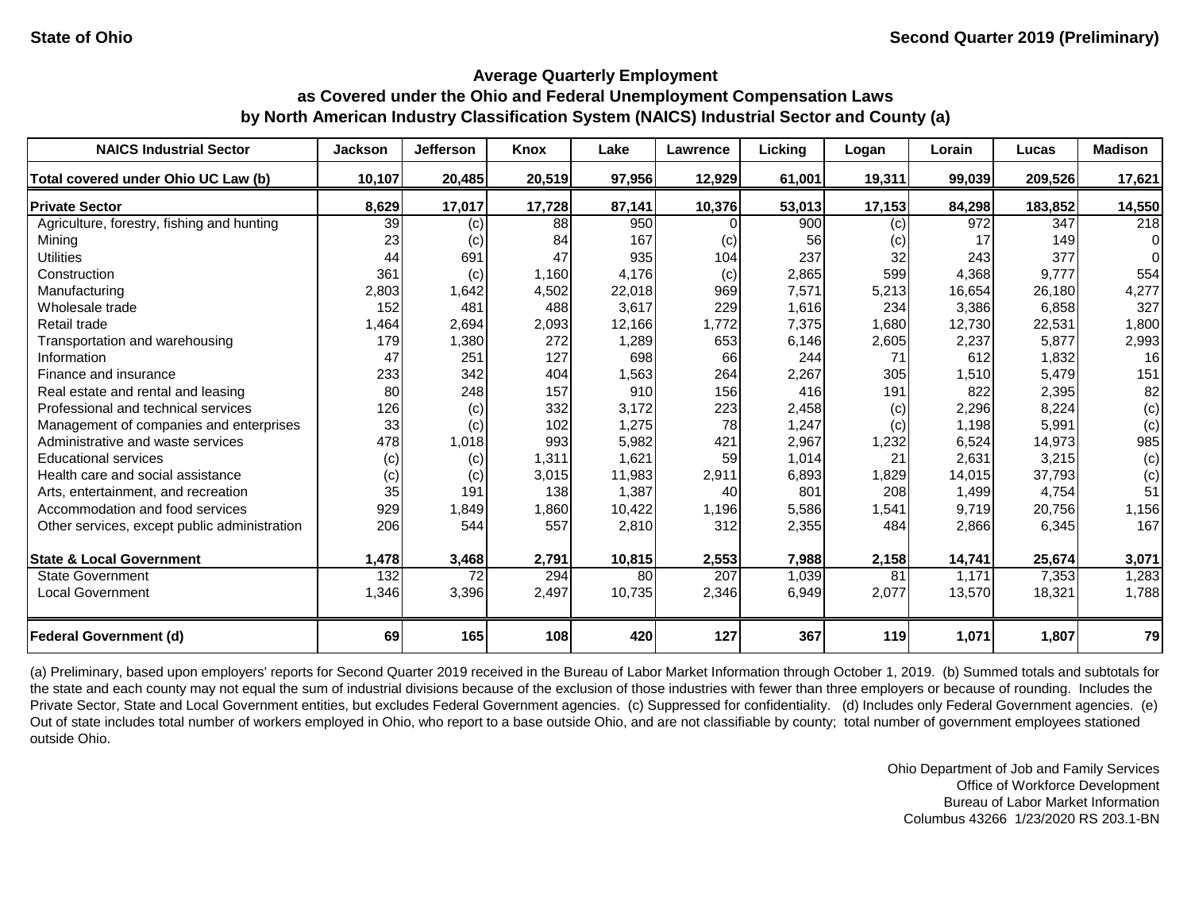State of Ohio — Second Quarter 2019 (Preliminary)

### Average Quarterly Employment as Covered under the Ohio and Federal Unemployment Compensation Laws by North American Industry Classification System (NAICS) Industrial Sector and County (a)

| NAICS Industrial Sector | Jackson | Jefferson | Knox | Lake | Lawrence | Licking | Logan | Lorain | Lucas | Madison |
|---|---|---|---|---|---|---|---|---|---|---|
| **Total covered under Ohio UC Law (b)** | **10,107** | **20,485** | **20,519** | **97,956** | **12,929** | **61,001** | **19,311** | **99,039** | **209,526** | **17,621** |
| **Private Sector** | **8,629** | **17,017** | **17,728** | **87,141** | **10,376** | **53,013** | **17,153** | **84,298** | **183,852** | **14,550** |
| Agriculture, forestry, fishing and hunting | 39 | (c) | 88 | 950 | 0 | 900 | (c) | 972 | 347 | 218 |
| Mining | 23 | (c) | 84 | 167 | (c) | 56 | (c) | 17 | 149 | 0 |
| Utilities | 44 | 691 | 47 | 935 | 104 | 237 | 32 | 243 | 377 | 0 |
| Construction | 361 | (c) | 1,160 | 4,176 | (c) | 2,865 | 599 | 4,368 | 9,777 | 554 |
| Manufacturing | 2,803 | 1,642 | 4,502 | 22,018 | 969 | 7,571 | 5,213 | 16,654 | 26,180 | 4,277 |
| Wholesale trade | 152 | 481 | 488 | 3,617 | 229 | 1,616 | 234 | 3,386 | 6,858 | 327 |
| Retail trade | 1,464 | 2,694 | 2,093 | 12,166 | 1,772 | 7,375 | 1,680 | 12,730 | 22,531 | 1,800 |
| Transportation and warehousing | 179 | 1,380 | 272 | 1,289 | 653 | 6,146 | 2,605 | 2,237 | 5,877 | 2,993 |
| Information | 47 | 251 | 127 | 698 | 66 | 244 | 71 | 612 | 1,832 | 16 |
| Finance and insurance | 233 | 342 | 404 | 1,563 | 264 | 2,267 | 305 | 1,510 | 5,479 | 151 |
| Real estate and rental and leasing | 80 | 248 | 157 | 910 | 156 | 416 | 191 | 822 | 2,395 | 82 |
| Professional and technical services | 126 | (c) | 332 | 3,172 | 223 | 2,458 | (c) | 2,296 | 8,224 | (c) |
| Management of companies and enterprises | 33 | (c) | 102 | 1,275 | 78 | 1,247 | (c) | 1,198 | 5,991 | (c) |
| Administrative and waste services | 478 | 1,018 | 993 | 5,982 | 421 | 2,967 | 1,232 | 6,524 | 14,973 | 985 |
| Educational services | (c) | (c) | 1,311 | 1,621 | 59 | 1,014 | 21 | 2,631 | 3,215 | (c) |
| Health care and social assistance | (c) | (c) | 3,015 | 11,983 | 2,911 | 6,893 | 1,829 | 14,015 | 37,793 | (c) |
| Arts, entertainment, and recreation | 35 | 191 | 138 | 1,387 | 40 | 801 | 208 | 1,499 | 4,754 | 51 |
| Accommodation and food services | 929 | 1,849 | 1,860 | 10,422 | 1,196 | 5,586 | 1,541 | 9,719 | 20,756 | 1,156 |
| Other services, except public administration | 206 | 544 | 557 | 2,810 | 312 | 2,355 | 484 | 2,866 | 6,345 | 167 |
| **State & Local Government** | **1,478** | **3,468** | **2,791** | **10,815** | **2,553** | **7,988** | **2,158** | **14,741** | **25,674** | **3,071** |
| State Government | 132 | 72 | 294 | 80 | 207 | 1,039 | 81 | 1,171 | 7,353 | 1,283 |
| Local Government | 1,346 | 3,396 | 2,497 | 10,735 | 2,346 | 6,949 | 2,077 | 13,570 | 18,321 | 1,788 |
| **Federal Government (d)** | **69** | **165** | **108** | **420** | **127** | **367** | **119** | **1,071** | **1,807** | **79** |

(a) Preliminary, based upon employers' reports for Second Quarter 2019 received in the Bureau of Labor Market Information through October 1, 2019. (b) Summed totals and subtotals for the state and each county may not equal the sum of industrial divisions because of the exclusion of those industries with fewer than three employers or because of rounding. Includes the Private Sector, State and Local Government entities, but excludes Federal Government agencies. (c) Suppressed for confidentiality. (d) Includes only Federal Government agencies. (e) Out of state includes total number of workers employed in Ohio, who report to a base outside Ohio, and are not classifiable by county; total number of government employees stationed outside Ohio.

Ohio Department of Job and Family Services
Office of Workforce Development
Bureau of Labor Market Information
Columbus 43266 1/23/2020 RS 203.1-BN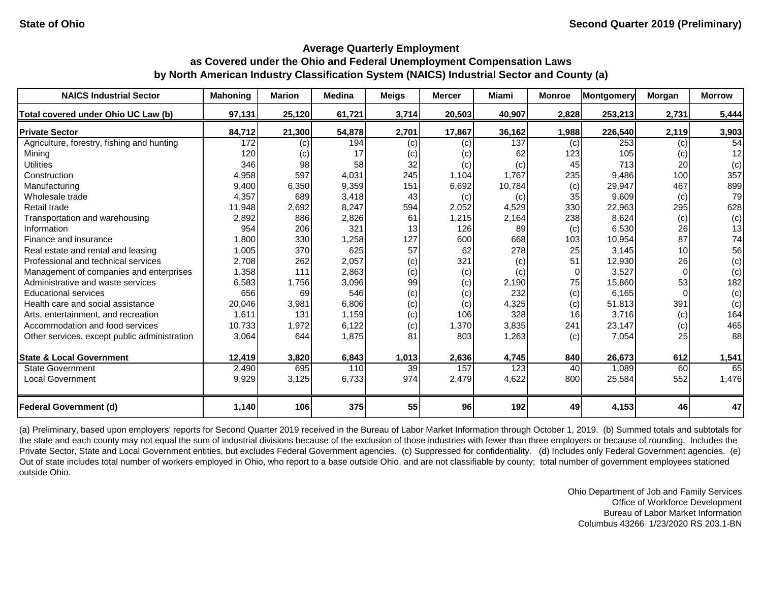State of Ohio — Second Quarter 2019 (Preliminary)

### Average Quarterly Employment
### as Covered under the Ohio and Federal Unemployment Compensation Laws
### by North American Industry Classification System (NAICS) Industrial Sector and County (a)

| NAICS Industrial Sector | Mahoning | Marion | Medina | Meigs | Mercer | Miami | Monroe | Montgomery | Morgan | Morrow |
|---|---|---|---|---|---|---|---|---|---|---|
| **Total covered under Ohio UC Law (b)** | **97,131** | **25,120** | **61,721** | **3,714** | **20,503** | **40,907** | **2,828** | **253,213** | **2,731** | **5,444** |
| **Private Sector** | **84,712** | **21,300** | **54,878** | **2,701** | **17,867** | **36,162** | **1,988** | **226,540** | **2,119** | **3,903** |
| Agriculture, forestry, fishing and hunting | 172 | (c) | 194 | (c) | (c) | 137 | (c) | 253 | (c) | 54 |
| Mining | 120 | (c) | 17 | (c) | (c) | 62 | 123 | 105 | (c) | 12 |
| Utilities | 346 | 98 | 58 | 32 | (c) | (c) | 45 | 713 | 20 | (c) |
| Construction | 4,958 | 597 | 4,031 | 245 | 1,104 | 1,767 | 235 | 9,486 | 100 | 357 |
| Manufacturing | 9,400 | 6,350 | 9,359 | 151 | 6,692 | 10,784 | (c) | 29,947 | 467 | 899 |
| Wholesale trade | 4,357 | 689 | 3,418 | 43 | (c) | (c) | 35 | 9,609 | (c) | 79 |
| Retail trade | 11,948 | 2,692 | 8,247 | 594 | 2,052 | 4,529 | 330 | 22,963 | 295 | 628 |
| Transportation and warehousing | 2,892 | 886 | 2,826 | 61 | 1,215 | 2,164 | 238 | 8,624 | (c) | (c) |
| Information | 954 | 206 | 321 | 13 | 126 | 89 | (c) | 6,530 | 26 | 13 |
| Finance and insurance | 1,800 | 330 | 1,258 | 127 | 600 | 668 | 103 | 10,954 | 87 | 74 |
| Real estate and rental and leasing | 1,005 | 370 | 625 | 57 | 62 | 278 | 25 | 3,145 | 10 | 56 |
| Professional and technical services | 2,708 | 262 | 2,057 | (c) | 321 | (c) | 51 | 12,930 | 26 | (c) |
| Management of companies and enterprises | 1,358 | 111 | 2,863 | (c) | (c) | (c) | 0 | 3,527 | 0 | (c) |
| Administrative and waste services | 6,583 | 1,756 | 3,096 | 99 | (c) | 2,190 | 75 | 15,860 | 53 | 182 |
| Educational services | 656 | 69 | 546 | (c) | (c) | 232 | (c) | 6,165 | 0 | (c) |
| Health care and social assistance | 20,046 | 3,981 | 6,806 | (c) | (c) | 4,325 | (c) | 51,813 | 391 | (c) |
| Arts, entertainment, and recreation | 1,611 | 131 | 1,159 | (c) | 106 | 328 | 16 | 3,716 | (c) | 164 |
| Accommodation and food services | 10,733 | 1,972 | 6,122 | (c) | 1,370 | 3,835 | 241 | 23,147 | (c) | 465 |
| Other services, except public administration | 3,064 | 644 | 1,875 | 81 | 803 | 1,263 | (c) | 7,054 | 25 | 88 |
| **State & Local Government** | **12,419** | **3,820** | **6,843** | **1,013** | **2,636** | **4,745** | **840** | **26,673** | **612** | **1,541** |
| State Government | 2,490 | 695 | 110 | 39 | 157 | 123 | 40 | 1,089 | 60 | 65 |
| Local Government | 9,929 | 3,125 | 6,733 | 974 | 2,479 | 4,622 | 800 | 25,584 | 552 | 1,476 |
| **Federal Government (d)** | **1,140** | **106** | **375** | **55** | **96** | **192** | **49** | **4,153** | **46** | **47** |

(a) Preliminary, based upon employers' reports for Second Quarter 2019 received in the Bureau of Labor Market Information through October 1, 2019. (b) Summed totals and subtotals for the state and each county may not equal the sum of industrial divisions because of the exclusion of those industries with fewer than three employers or because of rounding. Includes the Private Sector, State and Local Government entities, but excludes Federal Government agencies. (c) Suppressed for confidentiality. (d) Includes only Federal Government agencies. (e) Out of state includes total number of workers employed in Ohio, who report to a base outside Ohio, and are not classifiable by county; total number of government employees stationed outside Ohio.

Ohio Department of Job and Family Services
Office of Workforce Development
Bureau of Labor Market Information
Columbus 43266 1/23/2020 RS 203.1-BN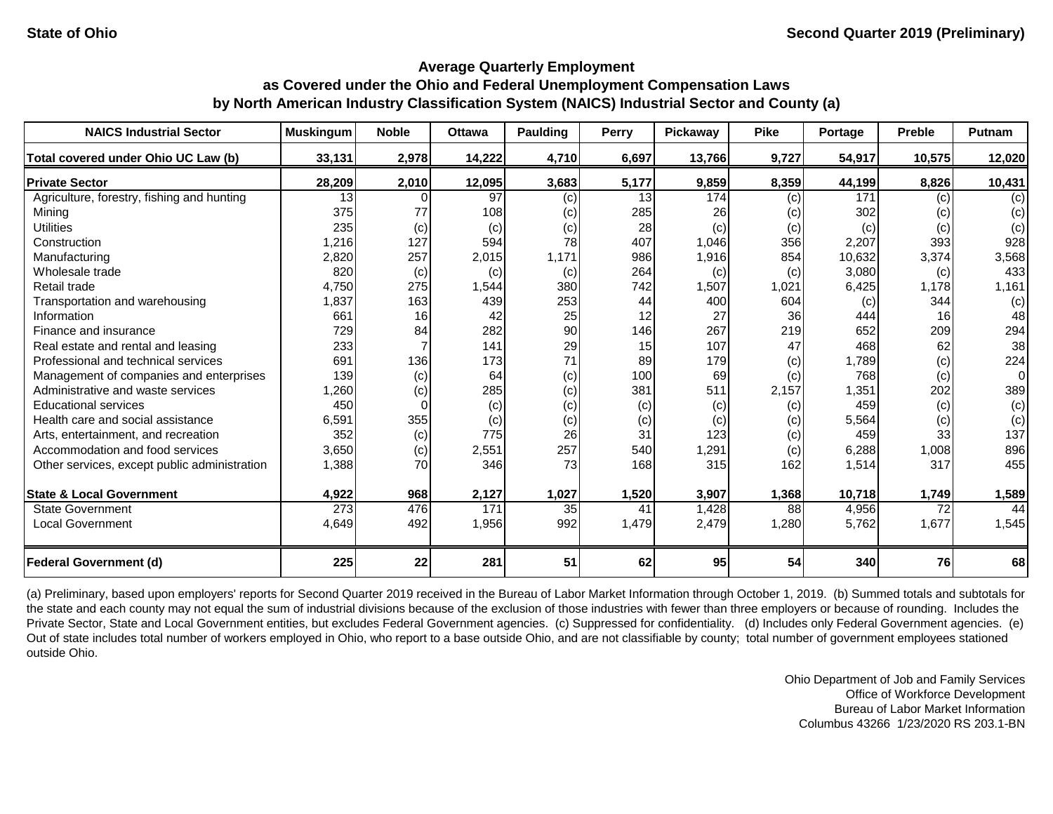State of Ohio

Second Quarter 2019 (Preliminary)

## Average Quarterly Employment as Covered under the Ohio and Federal Unemployment Compensation Laws by North American Industry Classification System (NAICS) Industrial Sector and County (a)

| NAICS Industrial Sector | Muskingum | Noble | Ottawa | Paulding | Perry | Pickaway | Pike | Portage | Preble | Putnam |
|---|---|---|---|---|---|---|---|---|---|---|
| **Total covered under Ohio UC Law (b)** | **33,131** | **2,978** | **14,222** | **4,710** | **6,697** | **13,766** | **9,727** | **54,917** | **10,575** | **12,020** |
| **Private Sector** | **28,209** | **2,010** | **12,095** | **3,683** | **5,177** | **9,859** | **8,359** | **44,199** | **8,826** | **10,431** |
| Agriculture, forestry, fishing and hunting | 13 | 0 | 97 | (c) | 13 | 174 | (c) | 171 | (c) | (c) |
| Mining | 375 | 77 | 108 | (c) | 285 | 26 | (c) | 302 | (c) | (c) |
| Utilities | 235 | (c) | (c) | (c) | 28 | (c) | (c) | (c) | (c) | (c) |
| Construction | 1,216 | 127 | 594 | 78 | 407 | 1,046 | 356 | 2,207 | 393 | 928 |
| Manufacturing | 2,820 | 257 | 2,015 | 1,171 | 986 | 1,916 | 854 | 10,632 | 3,374 | 3,568 |
| Wholesale trade | 820 | (c) | (c) | (c) | 264 | (c) | (c) | 3,080 | (c) | 433 |
| Retail trade | 4,750 | 275 | 1,544 | 380 | 742 | 1,507 | 1,021 | 6,425 | 1,178 | 1,161 |
| Transportation and warehousing | 1,837 | 163 | 439 | 253 | 44 | 400 | 604 | (c) | 344 | (c) |
| Information | 661 | 16 | 42 | 25 | 12 | 27 | 36 | 444 | 16 | 48 |
| Finance and insurance | 729 | 84 | 282 | 90 | 146 | 267 | 219 | 652 | 209 | 294 |
| Real estate and rental and leasing | 233 | 7 | 141 | 29 | 15 | 107 | 47 | 468 | 62 | 38 |
| Professional and technical services | 691 | 136 | 173 | 71 | 89 | 179 | (c) | 1,789 | (c) | 224 |
| Management of companies and enterprises | 139 | (c) | 64 | (c) | 100 | 69 | (c) | 768 | (c) | 0 |
| Administrative and waste services | 1,260 | (c) | 285 | (c) | 381 | 511 | 2,157 | 1,351 | 202 | 389 |
| Educational services | 450 | 0 | (c) | (c) | (c) | (c) | (c) | 459 | (c) | (c) |
| Health care and social assistance | 6,591 | 355 | (c) | (c) | (c) | (c) | (c) | 5,564 | (c) | (c) |
| Arts, entertainment, and recreation | 352 | (c) | 775 | 26 | 31 | 123 | (c) | 459 | 33 | 137 |
| Accommodation and food services | 3,650 | (c) | 2,551 | 257 | 540 | 1,291 | (c) | 6,288 | 1,008 | 896 |
| Other services, except public administration | 1,388 | 70 | 346 | 73 | 168 | 315 | 162 | 1,514 | 317 | 455 |
| **State & Local Government** | **4,922** | **968** | **2,127** | **1,027** | **1,520** | **3,907** | **1,368** | **10,718** | **1,749** | **1,589** |
| State Government | 273 | 476 | 171 | 35 | 41 | 1,428 | 88 | 4,956 | 72 | 44 |
| Local Government | 4,649 | 492 | 1,956 | 992 | 1,479 | 2,479 | 1,280 | 5,762 | 1,677 | 1,545 |
| **Federal Government (d)** | **225** | **22** | **281** | **51** | **62** | **95** | **54** | **340** | **76** | **68** |

(a) Preliminary, based upon employers' reports for Second Quarter 2019 received in the Bureau of Labor Market Information through October 1, 2019. (b) Summed totals and subtotals for the state and each county may not equal the sum of industrial divisions because of the exclusion of those industries with fewer than three employers or because of rounding. Includes the Private Sector, State and Local Government entities, but excludes Federal Government agencies. (c) Suppressed for confidentiality. (d) Includes only Federal Government agencies. (e) Out of state includes total number of workers employed in Ohio, who report to a base outside Ohio, and are not classifiable by county; total number of government employees stationed outside Ohio.

Ohio Department of Job and Family Services
Office of Workforce Development
Bureau of Labor Market Information
Columbus 43266 1/23/2020 RS 203.1-BN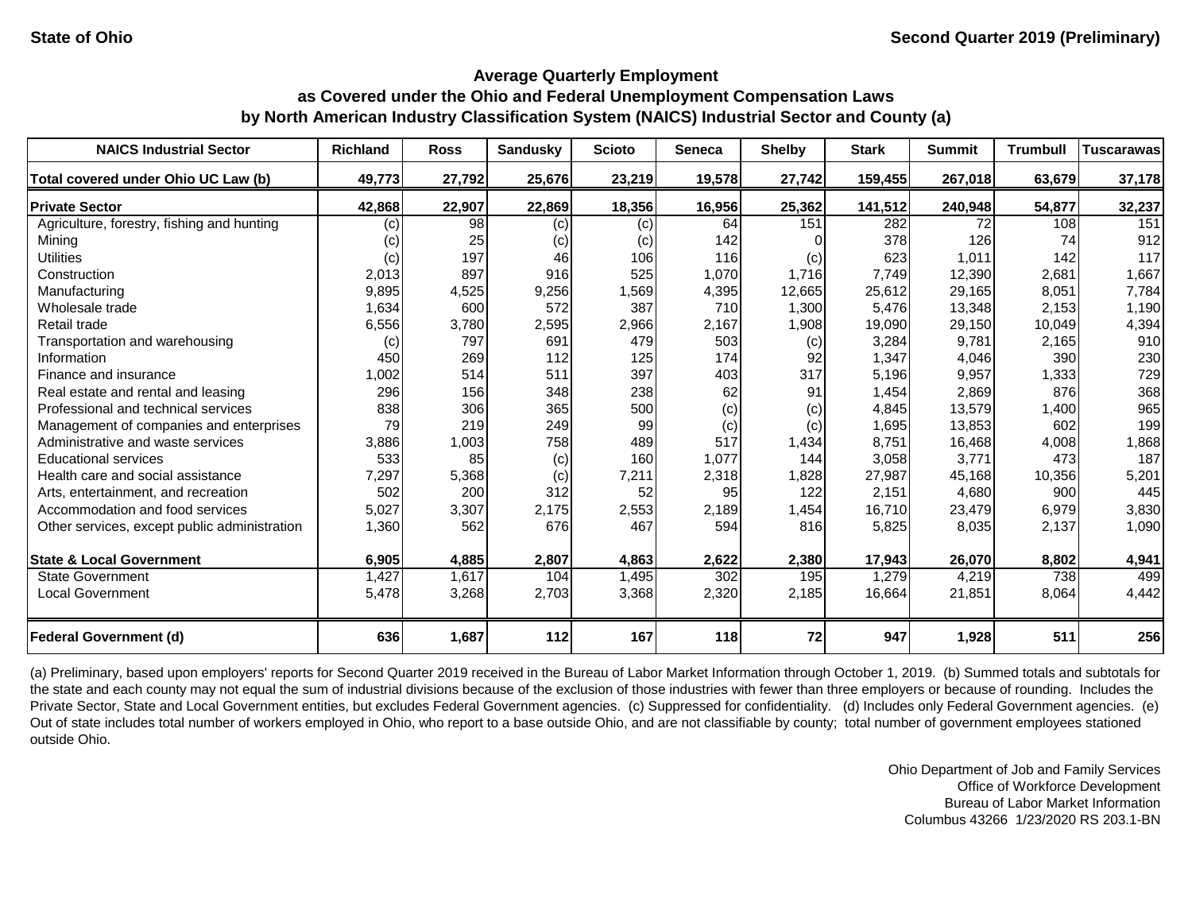State of Ohio | Second Quarter 2019 (Preliminary)

## Average Quarterly Employment
## as Covered under the Ohio and Federal Unemployment Compensation Laws
## by North American Industry Classification System (NAICS) Industrial Sector and County (a)

| NAICS Industrial Sector | Richland | Ross | Sandusky | Scioto | Seneca | Shelby | Stark | Summit | Trumbull | Tuscarawas |
|---|---|---|---|---|---|---|---|---|---|---|
| **Total covered under Ohio UC Law (b)** | **49,773** | **27,792** | **25,676** | **23,219** | **19,578** | **27,742** | **159,455** | **267,018** | **63,679** | **37,178** |
| **Private Sector** | **42,868** | **22,907** | **22,869** | **18,356** | **16,956** | **25,362** | **141,512** | **240,948** | **54,877** | **32,237** |
| Agriculture, forestry, fishing and hunting | (c) | 98 | (c) | (c) | 64 | 151 | 282 | 72 | 108 | 151 |
| Mining | (c) | 25 | (c) | (c) | 142 | 0 | 378 | 126 | 74 | 912 |
| Utilities | (c) | 197 | 46 | 106 | 116 | (c) | 623 | 1,011 | 142 | 117 |
| Construction | 2,013 | 897 | 916 | 525 | 1,070 | 1,716 | 7,749 | 12,390 | 2,681 | 1,667 |
| Manufacturing | 9,895 | 4,525 | 9,256 | 1,569 | 4,395 | 12,665 | 25,612 | 29,165 | 8,051 | 7,784 |
| Wholesale trade | 1,634 | 600 | 572 | 387 | 710 | 1,300 | 5,476 | 13,348 | 2,153 | 1,190 |
| Retail trade | 6,556 | 3,780 | 2,595 | 2,966 | 2,167 | 1,908 | 19,090 | 29,150 | 10,049 | 4,394 |
| Transportation and warehousing | (c) | 797 | 691 | 479 | 503 | (c) | 3,284 | 9,781 | 2,165 | 910 |
| Information | 450 | 269 | 112 | 125 | 174 | 92 | 1,347 | 4,046 | 390 | 230 |
| Finance and insurance | 1,002 | 514 | 511 | 397 | 403 | 317 | 5,196 | 9,957 | 1,333 | 729 |
| Real estate and rental and leasing | 296 | 156 | 348 | 238 | 62 | 91 | 1,454 | 2,869 | 876 | 368 |
| Professional and technical services | 838 | 306 | 365 | 500 | (c) | (c) | 4,845 | 13,579 | 1,400 | 965 |
| Management of companies and enterprises | 79 | 219 | 249 | 99 | (c) | (c) | 1,695 | 13,853 | 602 | 199 |
| Administrative and waste services | 3,886 | 1,003 | 758 | 489 | 517 | 1,434 | 8,751 | 16,468 | 4,008 | 1,868 |
| Educational services | 533 | 85 | (c) | 160 | 1,077 | 144 | 3,058 | 3,771 | 473 | 187 |
| Health care and social assistance | 7,297 | 5,368 | (c) | 7,211 | 2,318 | 1,828 | 27,987 | 45,168 | 10,356 | 5,201 |
| Arts, entertainment, and recreation | 502 | 200 | 312 | 52 | 95 | 122 | 2,151 | 4,680 | 900 | 445 |
| Accommodation and food services | 5,027 | 3,307 | 2,175 | 2,553 | 2,189 | 1,454 | 16,710 | 23,479 | 6,979 | 3,830 |
| Other services, except public administration | 1,360 | 562 | 676 | 467 | 594 | 816 | 5,825 | 8,035 | 2,137 | 1,090 |
| **State & Local Government** | **6,905** | **4,885** | **2,807** | **4,863** | **2,622** | **2,380** | **17,943** | **26,070** | **8,802** | **4,941** |
| State Government | 1,427 | 1,617 | 104 | 1,495 | 302 | 195 | 1,279 | 4,219 | 738 | 499 |
| Local Government | 5,478 | 3,268 | 2,703 | 3,368 | 2,320 | 2,185 | 16,664 | 21,851 | 8,064 | 4,442 |
| **Federal Government (d)** | **636** | **1,687** | **112** | **167** | **118** | **72** | **947** | **1,928** | **511** | **256** |

(a) Preliminary, based upon employers' reports for Second Quarter 2019 received in the Bureau of Labor Market Information through October 1, 2019. (b) Summed totals and subtotals for the state and each county may not equal the sum of industrial divisions because of the exclusion of those industries with fewer than three employers or because of rounding. Includes the Private Sector, State and Local Government entities, but excludes Federal Government agencies. (c) Suppressed for confidentiality. (d) Includes only Federal Government agencies. (e) Out of state includes total number of workers employed in Ohio, who report to a base outside Ohio, and are not classifiable by county; total number of government employees stationed outside Ohio.

Ohio Department of Job and Family Services
Office of Workforce Development
Bureau of Labor Market Information
Columbus 43266 1/23/2020 RS 203.1-BN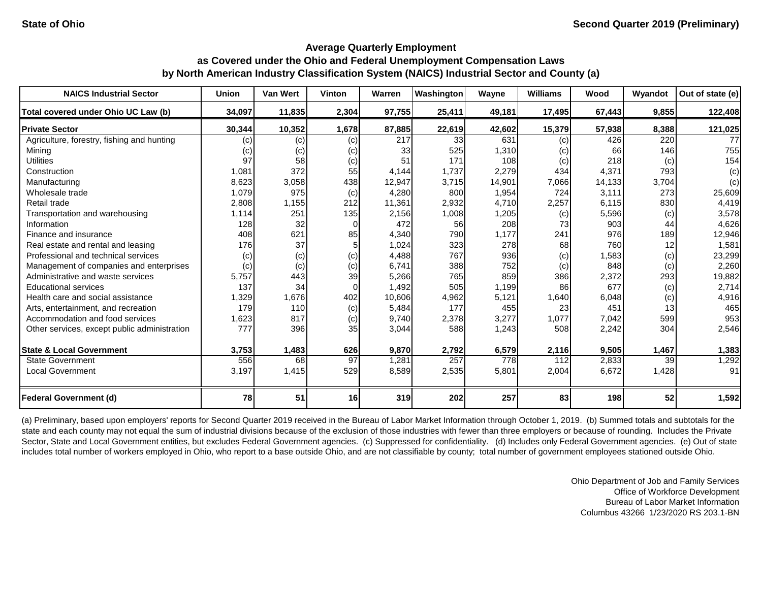State of Ohio

Second Quarter 2019 (Preliminary)

## Average Quarterly Employment as Covered under the Ohio and Federal Unemployment Compensation Laws by North American Industry Classification System (NAICS) Industrial Sector and County (a)

| NAICS Industrial Sector | Union | Van Wert | Vinton | Warren | Washington | Wayne | Williams | Wood | Wyandot | Out of state (e) |
|---|---|---|---|---|---|---|---|---|---|---|
| **Total covered under Ohio UC Law (b)** | **34,097** | **11,835** | **2,304** | **97,755** | **25,411** | **49,181** | **17,495** | **67,443** | **9,855** | **122,408** |
| **Private Sector** | **30,344** | **10,352** | **1,678** | **87,885** | **22,619** | **42,602** | **15,379** | **57,938** | **8,388** | **121,025** |
| Agriculture, forestry, fishing and hunting | (c) | (c) | (c) | 217 | 33 | 631 | (c) | 426 | 220 | 77 |
| Mining | (c) | (c) | (c) | 33 | 525 | 1,310 | (c) | 66 | 146 | 755 |
| Utilities | 97 | 58 | (c) | 51 | 171 | 108 | (c) | 218 | (c) | 154 |
| Construction | 1,081 | 372 | 55 | 4,144 | 1,737 | 2,279 | 434 | 4,371 | 793 | (c) |
| Manufacturing | 8,623 | 3,058 | 438 | 12,947 | 3,715 | 14,901 | 7,066 | 14,133 | 3,704 | (c) |
| Wholesale trade | 1,079 | 975 | (c) | 4,280 | 800 | 1,954 | 724 | 3,111 | 273 | 25,609 |
| Retail trade | 2,808 | 1,155 | 212 | 11,361 | 2,932 | 4,710 | 2,257 | 6,115 | 830 | 4,419 |
| Transportation and warehousing | 1,114 | 251 | 135 | 2,156 | 1,008 | 1,205 | (c) | 5,596 | (c) | 3,578 |
| Information | 128 | 32 | 0 | 472 | 56 | 208 | 73 | 903 | 44 | 4,626 |
| Finance and insurance | 408 | 621 | 85 | 4,340 | 790 | 1,177 | 241 | 976 | 189 | 12,946 |
| Real estate and rental and leasing | 176 | 37 | 5 | 1,024 | 323 | 278 | 68 | 760 | 12 | 1,581 |
| Professional and technical services | (c) | (c) | (c) | 4,488 | 767 | 936 | (c) | 1,583 | (c) | 23,299 |
| Management of companies and enterprises | (c) | (c) | (c) | 6,741 | 388 | 752 | (c) | 848 | (c) | 2,260 |
| Administrative and waste services | 5,757 | 443 | 39 | 5,266 | 765 | 859 | 386 | 2,372 | 293 | 19,882 |
| Educational services | 137 | 34 | 0 | 1,492 | 505 | 1,199 | 86 | 677 | (c) | 2,714 |
| Health care and social assistance | 1,329 | 1,676 | 402 | 10,606 | 4,962 | 5,121 | 1,640 | 6,048 | (c) | 4,916 |
| Arts, entertainment, and recreation | 179 | 110 | (c) | 5,484 | 177 | 455 | 23 | 451 | 13 | 465 |
| Accommodation and food services | 1,623 | 817 | (c) | 9,740 | 2,378 | 3,277 | 1,077 | 7,042 | 599 | 953 |
| Other services, except public administration | 777 | 396 | 35 | 3,044 | 588 | 1,243 | 508 | 2,242 | 304 | 2,546 |
| **State & Local Government** | **3,753** | **1,483** | **626** | **9,870** | **2,792** | **6,579** | **2,116** | **9,505** | **1,467** | **1,383** |
| State Government | 556 | 68 | 97 | 1,281 | 257 | 778 | 112 | 2,833 | 39 | 1,292 |
| Local Government | 3,197 | 1,415 | 529 | 8,589 | 2,535 | 5,801 | 2,004 | 6,672 | 1,428 | 91 |
| **Federal Government (d)** | **78** | **51** | **16** | **319** | **202** | **257** | **83** | **198** | **52** | **1,592** |

(a) Preliminary, based upon employers' reports for Second Quarter 2019 received in the Bureau of Labor Market Information through October 1, 2019. (b) Summed totals and subtotals for the state and each county may not equal the sum of industrial divisions because of the exclusion of those industries with fewer than three employers or because of rounding. Includes the Private Sector, State and Local Government entities, but excludes Federal Government agencies. (c) Suppressed for confidentiality. (d) Includes only Federal Government agencies. (e) Out of state includes total number of workers employed in Ohio, who report to a base outside Ohio, and are not classifiable by county; total number of government employees stationed outside Ohio.

Ohio Department of Job and Family Services
Office of Workforce Development
Bureau of Labor Market Information
Columbus 43266 1/23/2020 RS 203.1-BN